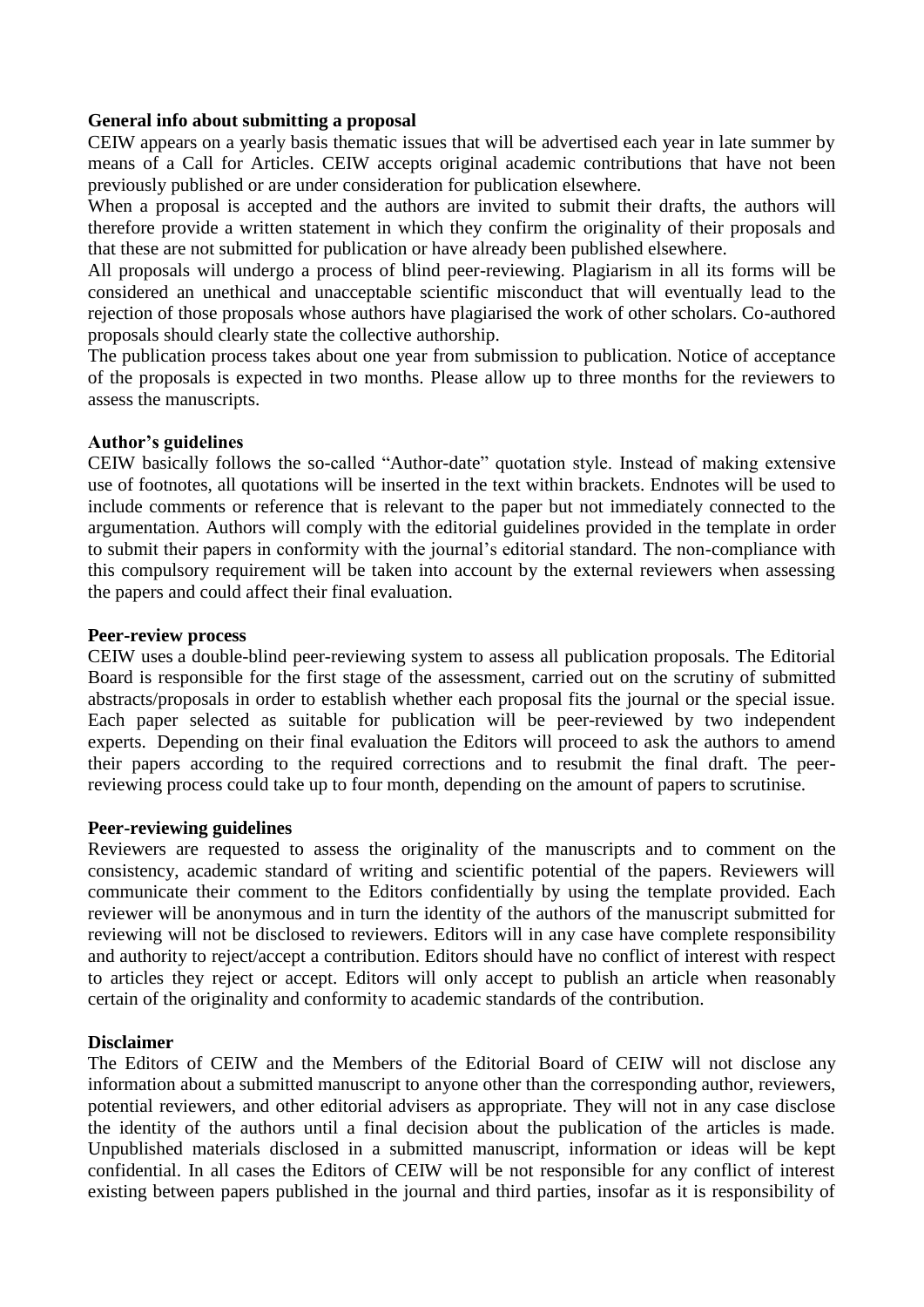**General info about submitting a proposal**

CEIW appears on a yearly basis thematic issues that will be advertised each year in late summer by means of a Call for Articles. CEIW accepts original academic contributions that have not been previously published or are under consideration for publication elsewhere.

When a proposal is accepted and the authors are invited to submit their drafts, the authors will therefore provide a written statement in which they confirm the originality of their proposals and that these are not submitted for publication or have already been published elsewhere.

All proposals will undergo a process of blind peer-reviewing. Plagiarism in all its forms will be considered an unethical and unacceptable scientific misconduct that will eventually lead to the rejection of those proposals whose authors have plagiarised the work of other scholars. Co-authored proposals should clearly state the collective authorship.

The publication process takes about one year from submission to publication. Notice of acceptance of the proposals is expected in two months. Please allow up to three months for the reviewers to assess the manuscripts.

**Author's guidelines**

CEIW basically follows the so-called "Author-date" quotation style. Instead of making extensive use of footnotes, all quotations will be inserted in the text within brackets. Endnotes will be used to include comments or reference that is relevant to the paper but not immediately connected to the argumentation. Authors will comply with the editorial guidelines provided in the template in order to submit their papers in conformity with the journal's editorial standard. The non-compliance with this compulsory requirement will be taken into account by the external reviewers when assessing the papers and could affect their final evaluation.

**Peer-review process**

CEIW uses a double-blind peer-reviewing system to assess all publication proposals. The Editorial Board is responsible for the first stage of the assessment, carried out on the scrutiny of submitted abstracts/proposals in order to establish whether each proposal fits the journal or the special issue. Each paper selected as suitable for publication will be peer-reviewed by two independent experts. Depending on their final evaluation the Editors will proceed to ask the authors to amend their papers according to the required corrections and to resubmit the final draft. The peer-reviewing process could take up to four month, depending on the amount of papers to scrutinise.

**Peer-reviewing guidelines**

Reviewers are requested to assess the originality of the manuscripts and to comment on the consistency, academic standard of writing and scientific potential of the papers. Reviewers will communicate their comment to the Editors confidentially by using the template provided. Each reviewer will be anonymous and in turn the identity of the authors of the manuscript submitted for reviewing will not be disclosed to reviewers. Editors will in any case have complete responsibility and authority to reject/accept a contribution. Editors should have no conflict of interest with respect to articles they reject or accept. Editors will only accept to publish an article when reasonably certain of the originality and conformity to academic standards of the contribution.

**Disclaimer**

The Editors of CEIW and the Members of the Editorial Board of CEIW will not disclose any information about a submitted manuscript to anyone other than the corresponding author, reviewers, potential reviewers, and other editorial advisers as appropriate. They will not in any case disclose the identity of the authors until a final decision about the publication of the articles is made. Unpublished materials disclosed in a submitted manuscript, information or ideas will be kept confidential. In all cases the Editors of CEIW will be not responsible for any conflict of interest existing between papers published in the journal and third parties, insofar as it is responsibility of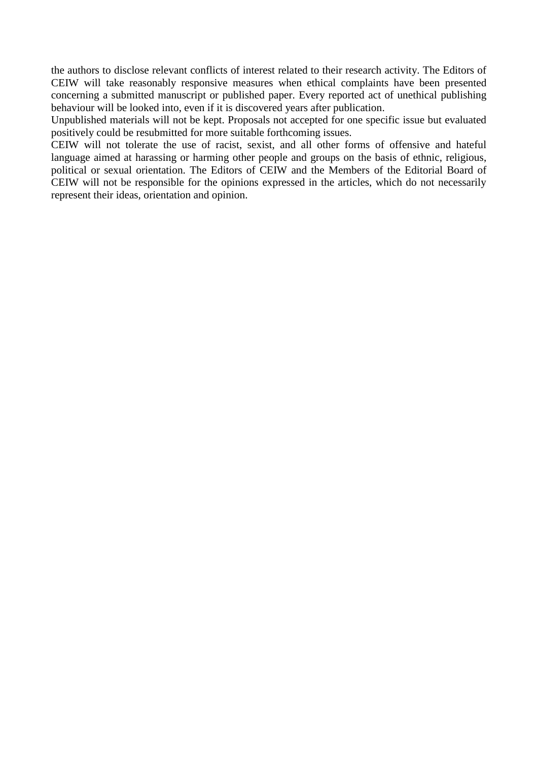the authors to disclose relevant conflicts of interest related to their research activity. The Editors of CEIW will take reasonably responsive measures when ethical complaints have been presented concerning a submitted manuscript or published paper. Every reported act of unethical publishing behaviour will be looked into, even if it is discovered years after publication.

Unpublished materials will not be kept. Proposals not accepted for one specific issue but evaluated positively could be resubmitted for more suitable forthcoming issues.

CEIW will not tolerate the use of racist, sexist, and all other forms of offensive and hateful language aimed at harassing or harming other people and groups on the basis of ethnic, religious, political or sexual orientation. The Editors of CEIW and the Members of the Editorial Board of CEIW will not be responsible for the opinions expressed in the articles, which do not necessarily represent their ideas, orientation and opinion.